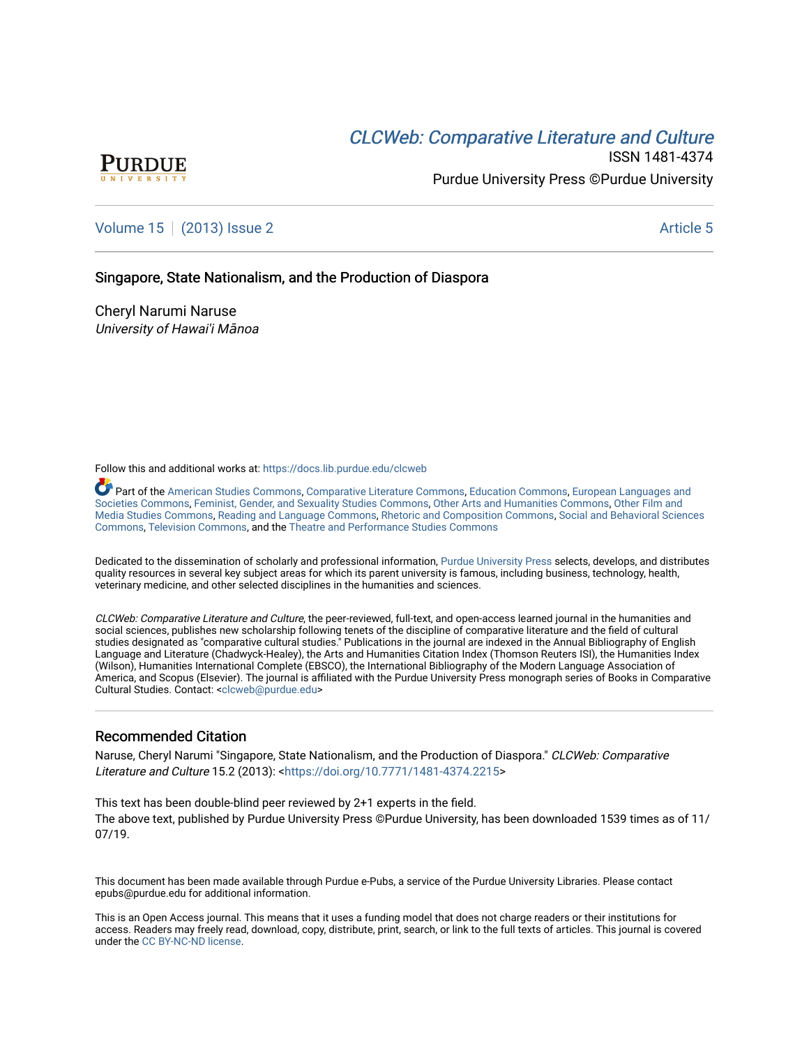[CLCWeb: Comparative Literature and Culture](https://docs.lib.purdue.edu/clcweb)

ISSN 1481-4374

Purdue University Press ©Purdue University

Volume 15 | (2013) Issue 2 — Article 5

# Singapore, State Nationalism, and the Production of Diaspora

Cheryl Narumi Naruse
*University of Hawai'i Mānoa*

Follow this and additional works at: https://docs.lib.purdue.edu/clcweb

Part of the American Studies Commons, Comparative Literature Commons, Education Commons, European Languages and Societies Commons, Feminist, Gender, and Sexuality Studies Commons, Other Arts and Humanities Commons, Other Film and Media Studies Commons, Reading and Language Commons, Rhetoric and Composition Commons, Social and Behavioral Sciences Commons, Television Commons, and the Theatre and Performance Studies Commons

Dedicated to the dissemination of scholarly and professional information, Purdue University Press selects, develops, and distributes quality resources in several key subject areas for which its parent university is famous, including business, technology, health, veterinary medicine, and other selected disciplines in the humanities and sciences.

*CLCWeb: Comparative Literature and Culture*, the peer-reviewed, full-text, and open-access learned journal in the humanities and social sciences, publishes new scholarship following tenets of the discipline of comparative literature and the field of cultural studies designated as "comparative cultural studies." Publications in the journal are indexed in the Annual Bibliography of English Language and Literature (Chadwyck-Healey), the Arts and Humanities Citation Index (Thomson Reuters ISI), the Humanities Index (Wilson), Humanities International Complete (EBSCO), the International Bibliography of the Modern Language Association of America, and Scopus (Elsevier). The journal is affiliated with the Purdue University Press monograph series of Books in Comparative Cultural Studies. Contact: <clcweb@purdue.edu>

## Recommended Citation

Naruse, Cheryl Narumi "Singapore, State Nationalism, and the Production of Diaspora." *CLCWeb: Comparative Literature and Culture* 15.2 (2013): <https://doi.org/10.7771/1481-4374.2215>

This text has been double-blind peer reviewed by 2+1 experts in the field.
The above text, published by Purdue University Press ©Purdue University, has been downloaded 1539 times as of 11/07/19.

This document has been made available through Purdue e-Pubs, a service of the Purdue University Libraries. Please contact epubs@purdue.edu for additional information.

This is an Open Access journal. This means that it uses a funding model that does not charge readers or their institutions for access. Readers may freely read, download, copy, distribute, print, search, or link to the full texts of articles. This journal is covered under the CC BY-NC-ND license.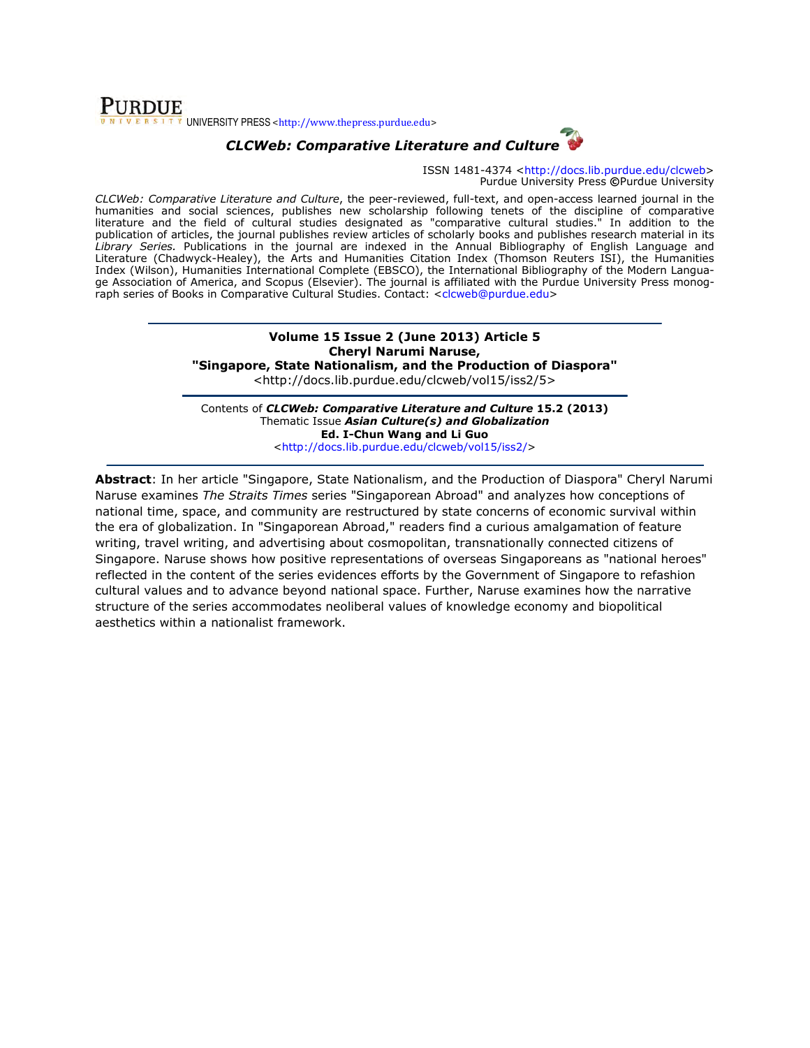**PURDUE**
UNIVERSITY PRESS <http://www.thepress.purdue.edu>

## *CLCWeb: Comparative Literature and Culture*

ISSN 1481-4374 <http://docs.lib.purdue.edu/clcweb>
Purdue University Press ©Purdue University

*CLCWeb: Comparative Literature and Culture*, the peer-reviewed, full-text, and open-access learned journal in the humanities and social sciences, publishes new scholarship following tenets of the discipline of comparative literature and the field of cultural studies designated as "comparative cultural studies." In addition to the publication of articles, the journal publishes review articles of scholarly books and publishes research material in its *Library Series.* Publications in the journal are indexed in the Annual Bibliography of English Language and Literature (Chadwyck-Healey), the Arts and Humanities Citation Index (Thomson Reuters ISI), the Humanities Index (Wilson), Humanities International Complete (EBSCO), the International Bibliography of the Modern Language Association of America, and Scopus (Elsevier). The journal is affiliated with the Purdue University Press monograph series of Books in Comparative Cultural Studies. Contact: <clcweb@purdue.edu>

---

**Volume 15 Issue 2 (June 2013) Article 5**
**Cheryl Narumi Naruse,**
**"Singapore, State Nationalism, and the Production of Diaspora"**
<http://docs.lib.purdue.edu/clcweb/vol15/iss2/5>

---

Contents of ***CLCWeb: Comparative Literature and Culture* 15.2 (2013)**
Thematic Issue ***Asian Culture(s) and Globalization***
**Ed. I-Chun Wang and Li Guo**
<http://docs.lib.purdue.edu/clcweb/vol15/iss2/>

---

**Abstract**: In her article "Singapore, State Nationalism, and the Production of Diaspora" Cheryl Narumi Naruse examines *The Straits Times* series "Singaporean Abroad" and analyzes how conceptions of national time, space, and community are restructured by state concerns of economic survival within the era of globalization. In "Singaporean Abroad," readers find a curious amalgamation of feature writing, travel writing, and advertising about cosmopolitan, transnationally connected citizens of Singapore. Naruse shows how positive representations of overseas Singaporeans as "national heroes" reflected in the content of the series evidences efforts by the Government of Singapore to refashion cultural values and to advance beyond national space. Further, Naruse examines how the narrative structure of the series accommodates neoliberal values of knowledge economy and biopolitical aesthetics within a nationalist framework.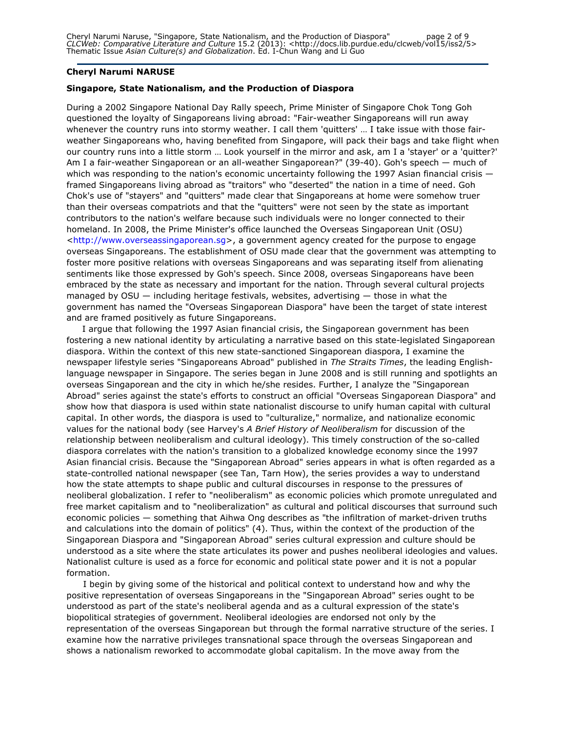**Cheryl Narumi NARUSE**

**Singapore, State Nationalism, and the Production of Diaspora**

During a 2002 Singapore National Day Rally speech, Prime Minister of Singapore Chok Tong Goh questioned the loyalty of Singaporeans living abroad: "Fair-weather Singaporeans will run away whenever the country runs into stormy weather. I call them 'quitters' … I take issue with those fair-weather Singaporeans who, having benefited from Singapore, will pack their bags and take flight when our country runs into a little storm … Look yourself in the mirror and ask, am I a 'stayer' or a 'quitter?' Am I a fair-weather Singaporean or an all-weather Singaporean?" (39-40). Goh's speech — much of which was responding to the nation's economic uncertainty following the 1997 Asian financial crisis — framed Singaporeans living abroad as "traitors" who "deserted" the nation in a time of need. Goh Chok's use of "stayers" and "quitters" made clear that Singaporeans at home were somehow truer than their overseas compatriots and that the "quitters" were not seen by the state as important contributors to the nation's welfare because such individuals were no longer connected to their homeland. In 2008, the Prime Minister's office launched the Overseas Singaporean Unit (OSU) <http://www.overseassingaporean.sg>, a government agency created for the purpose to engage overseas Singaporeans. The establishment of OSU made clear that the government was attempting to foster more positive relations with overseas Singaporeans and was separating itself from alienating sentiments like those expressed by Goh's speech. Since 2008, overseas Singaporeans have been embraced by the state as necessary and important for the nation. Through several cultural projects managed by OSU — including heritage festivals, websites, advertising — those in what the government has named the "Overseas Singaporean Diaspora" have been the target of state interest and are framed positively as future Singaporeans.

I argue that following the 1997 Asian financial crisis, the Singaporean government has been fostering a new national identity by articulating a narrative based on this state-legislated Singaporean diaspora. Within the context of this new state-sanctioned Singaporean diaspora, I examine the newspaper lifestyle series "Singaporeans Abroad" published in *The Straits Times*, the leading English-language newspaper in Singapore. The series began in June 2008 and is still running and spotlights an overseas Singaporean and the city in which he/she resides. Further, I analyze the "Singaporean Abroad" series against the state's efforts to construct an official "Overseas Singaporean Diaspora" and show how that diaspora is used within state nationalist discourse to unify human capital with cultural capital. In other words, the diaspora is used to "culturalize," normalize, and nationalize economic values for the national body (see Harvey's *A Brief History of Neoliberalism* for discussion of the relationship between neoliberalism and cultural ideology). This timely construction of the so-called diaspora correlates with the nation's transition to a globalized knowledge economy since the 1997 Asian financial crisis. Because the "Singaporean Abroad" series appears in what is often regarded as a state-controlled national newspaper (see Tan, Tarn How), the series provides a way to understand how the state attempts to shape public and cultural discourses in response to the pressures of neoliberal globalization. I refer to "neoliberalism" as economic policies which promote unregulated and free market capitalism and to "neoliberalization" as cultural and political discourses that surround such economic policies — something that Aihwa Ong describes as "the infiltration of market-driven truths and calculations into the domain of politics" (4). Thus, within the context of the production of the Singaporean Diaspora and "Singaporean Abroad" series cultural expression and culture should be understood as a site where the state articulates its power and pushes neoliberal ideologies and values. Nationalist culture is used as a force for economic and political state power and it is not a popular formation.

I begin by giving some of the historical and political context to understand how and why the positive representation of overseas Singaporeans in the "Singaporean Abroad" series ought to be understood as part of the state's neoliberal agenda and as a cultural expression of the state's biopolitical strategies of government. Neoliberal ideologies are endorsed not only by the representation of the overseas Singaporean but through the formal narrative structure of the series. I examine how the narrative privileges transnational space through the overseas Singaporean and shows a nationalism reworked to accommodate global capitalism. In the move away from the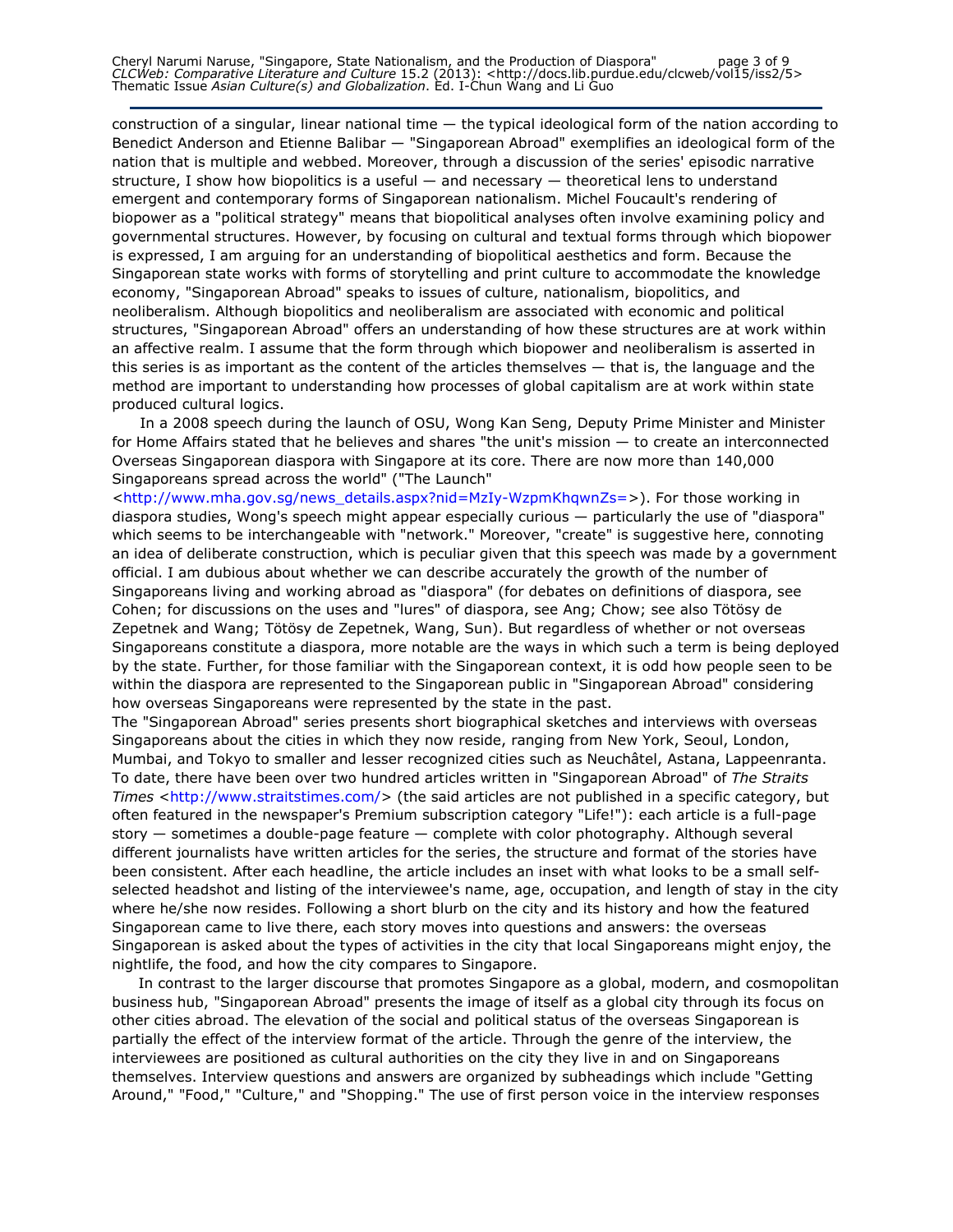construction of a singular, linear national time — the typical ideological form of the nation according to Benedict Anderson and Etienne Balibar — "Singaporean Abroad" exemplifies an ideological form of the nation that is multiple and webbed. Moreover, through a discussion of the series' episodic narrative structure, I show how biopolitics is a useful — and necessary — theoretical lens to understand emergent and contemporary forms of Singaporean nationalism. Michel Foucault's rendering of biopower as a "political strategy" means that biopolitical analyses often involve examining policy and governmental structures. However, by focusing on cultural and textual forms through which biopower is expressed, I am arguing for an understanding of biopolitical aesthetics and form. Because the Singaporean state works with forms of storytelling and print culture to accommodate the knowledge economy, "Singaporean Abroad" speaks to issues of culture, nationalism, biopolitics, and neoliberalism. Although biopolitics and neoliberalism are associated with economic and political structures, "Singaporean Abroad" offers an understanding of how these structures are at work within an affective realm. I assume that the form through which biopower and neoliberalism is asserted in this series is as important as the content of the articles themselves — that is, the language and the method are important to understanding how processes of global capitalism are at work within state produced cultural logics.

In a 2008 speech during the launch of OSU, Wong Kan Seng, Deputy Prime Minister and Minister for Home Affairs stated that he believes and shares "the unit's mission — to create an interconnected Overseas Singaporean diaspora with Singapore at its core. There are now more than 140,000 Singaporeans spread across the world" ("The Launch" <http://www.mha.gov.sg/news_details.aspx?nid=MzIy-WzpmKhqwnZs=>). For those working in diaspora studies, Wong's speech might appear especially curious — particularly the use of "diaspora" which seems to be interchangeable with "network." Moreover, "create" is suggestive here, connoting an idea of deliberate construction, which is peculiar given that this speech was made by a government official. I am dubious about whether we can describe accurately the growth of the number of Singaporeans living and working abroad as "diaspora" (for debates on definitions of diaspora, see Cohen; for discussions on the uses and "lures" of diaspora, see Ang; Chow; see also Tötösy de Zepetnek and Wang; Tötösy de Zepetnek, Wang, Sun). But regardless of whether or not overseas Singaporeans constitute a diaspora, more notable are the ways in which such a term is being deployed by the state. Further, for those familiar with the Singaporean context, it is odd how people seen to be within the diaspora are represented to the Singaporean public in "Singaporean Abroad" considering how overseas Singaporeans were represented by the state in the past.

The "Singaporean Abroad" series presents short biographical sketches and interviews with overseas Singaporeans about the cities in which they now reside, ranging from New York, Seoul, London, Mumbai, and Tokyo to smaller and lesser recognized cities such as Neuchâtel, Astana, Lappeenranta. To date, there have been over two hundred articles written in "Singaporean Abroad" of *The Straits Times* <http://www.straitstimes.com/> (the said articles are not published in a specific category, but often featured in the newspaper's Premium subscription category "Life!"): each article is a full-page story — sometimes a double-page feature — complete with color photography. Although several different journalists have written articles for the series, the structure and format of the stories have been consistent. After each headline, the article includes an inset with what looks to be a small self-selected headshot and listing of the interviewee's name, age, occupation, and length of stay in the city where he/she now resides. Following a short blurb on the city and its history and how the featured Singaporean came to live there, each story moves into questions and answers: the overseas Singaporean is asked about the types of activities in the city that local Singaporeans might enjoy, the nightlife, the food, and how the city compares to Singapore.

In contrast to the larger discourse that promotes Singapore as a global, modern, and cosmopolitan business hub, "Singaporean Abroad" presents the image of itself as a global city through its focus on other cities abroad. The elevation of the social and political status of the overseas Singaporean is partially the effect of the interview format of the article. Through the genre of the interview, the interviewees are positioned as cultural authorities on the city they live in and on Singaporeans themselves. Interview questions and answers are organized by subheadings which include "Getting Around," "Food," "Culture," and "Shopping." The use of first person voice in the interview responses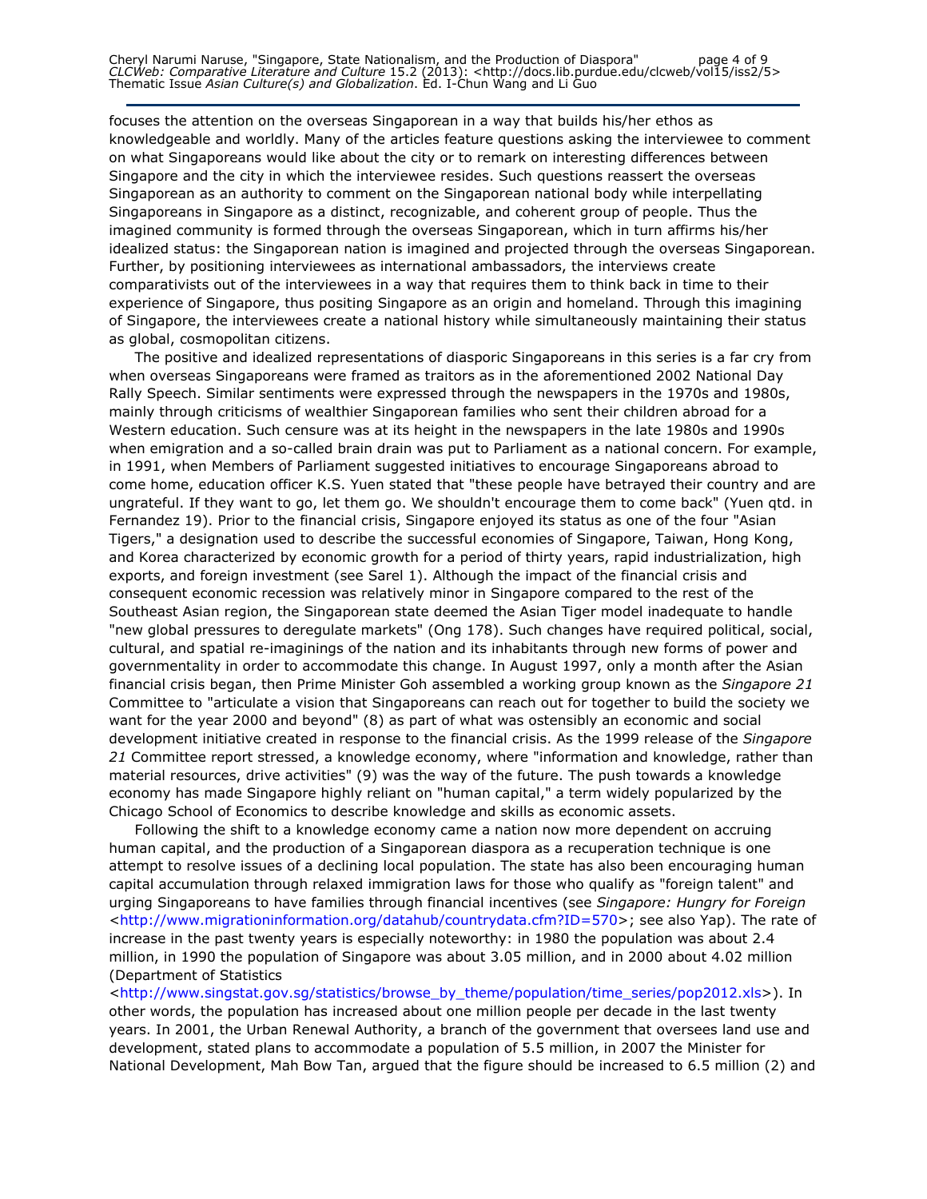focuses the attention on the overseas Singaporean in a way that builds his/her ethos as knowledgeable and worldly. Many of the articles feature questions asking the interviewee to comment on what Singaporeans would like about the city or to remark on interesting differences between Singapore and the city in which the interviewee resides. Such questions reassert the overseas Singaporean as an authority to comment on the Singaporean national body while interpellating Singaporeans in Singapore as a distinct, recognizable, and coherent group of people. Thus the imagined community is formed through the overseas Singaporean, which in turn affirms his/her idealized status: the Singaporean nation is imagined and projected through the overseas Singaporean. Further, by positioning interviewees as international ambassadors, the interviews create comparativists out of the interviewees in a way that requires them to think back in time to their experience of Singapore, thus positing Singapore as an origin and homeland. Through this imagining of Singapore, the interviewees create a national history while simultaneously maintaining their status as global, cosmopolitan citizens.

The positive and idealized representations of diasporic Singaporeans in this series is a far cry from when overseas Singaporeans were framed as traitors as in the aforementioned 2002 National Day Rally Speech. Similar sentiments were expressed through the newspapers in the 1970s and 1980s, mainly through criticisms of wealthier Singaporean families who sent their children abroad for a Western education. Such censure was at its height in the newspapers in the late 1980s and 1990s when emigration and a so-called brain drain was put to Parliament as a national concern. For example, in 1991, when Members of Parliament suggested initiatives to encourage Singaporeans abroad to come home, education officer K.S. Yuen stated that "these people have betrayed their country and are ungrateful. If they want to go, let them go. We shouldn't encourage them to come back" (Yuen qtd. in Fernandez 19). Prior to the financial crisis, Singapore enjoyed its status as one of the four "Asian Tigers," a designation used to describe the successful economies of Singapore, Taiwan, Hong Kong, and Korea characterized by economic growth for a period of thirty years, rapid industrialization, high exports, and foreign investment (see Sarel 1). Although the impact of the financial crisis and consequent economic recession was relatively minor in Singapore compared to the rest of the Southeast Asian region, the Singaporean state deemed the Asian Tiger model inadequate to handle "new global pressures to deregulate markets" (Ong 178). Such changes have required political, social, cultural, and spatial re-imaginings of the nation and its inhabitants through new forms of power and governmentality in order to accommodate this change. In August 1997, only a month after the Asian financial crisis began, then Prime Minister Goh assembled a working group known as the *Singapore 21* Committee to "articulate a vision that Singaporeans can reach out for together to build the society we want for the year 2000 and beyond" (8) as part of what was ostensibly an economic and social development initiative created in response to the financial crisis. As the 1999 release of the *Singapore 21* Committee report stressed, a knowledge economy, where "information and knowledge, rather than material resources, drive activities" (9) was the way of the future. The push towards a knowledge economy has made Singapore highly reliant on "human capital," a term widely popularized by the Chicago School of Economics to describe knowledge and skills as economic assets.

Following the shift to a knowledge economy came a nation now more dependent on accruing human capital, and the production of a Singaporean diaspora as a recuperation technique is one attempt to resolve issues of a declining local population. The state has also been encouraging human capital accumulation through relaxed immigration laws for those who qualify as "foreign talent" and urging Singaporeans to have families through financial incentives (see *Singapore: Hungry for Foreign* <http://www.migrationinformation.org/datahub/countrydata.cfm?ID=570>; see also Yap). The rate of increase in the past twenty years is especially noteworthy: in 1980 the population was about 2.4 million, in 1990 the population of Singapore was about 3.05 million, and in 2000 about 4.02 million (Department of Statistics <http://www.singstat.gov.sg/statistics/browse_by_theme/population/time_series/pop2012.xls>). In other words, the population has increased about one million people per decade in the last twenty years. In 2001, the Urban Renewal Authority, a branch of the government that oversees land use and development, stated plans to accommodate a population of 5.5 million, in 2007 the Minister for National Development, Mah Bow Tan, argued that the figure should be increased to 6.5 million (2) and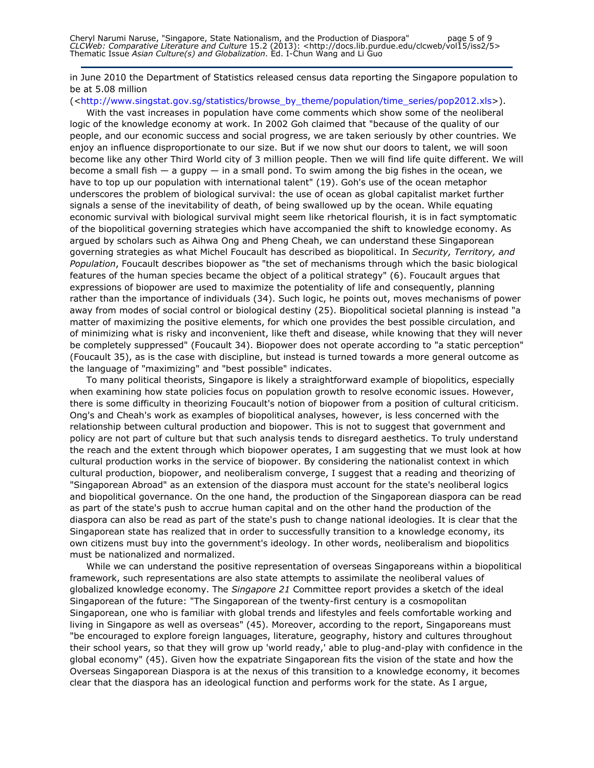in June 2010 the Department of Statistics released census data reporting the Singapore population to be at 5.08 million (<http://www.singstat.gov.sg/statistics/browse_by_theme/population/time_series/pop2012.xls>).

With the vast increases in population have come comments which show some of the neoliberal logic of the knowledge economy at work. In 2002 Goh claimed that "because of the quality of our people, and our economic success and social progress, we are taken seriously by other countries. We enjoy an influence disproportionate to our size. But if we now shut our doors to talent, we will soon become like any other Third World city of 3 million people. Then we will find life quite different. We will become a small fish — a guppy — in a small pond. To swim among the big fishes in the ocean, we have to top up our population with international talent" (19). Goh's use of the ocean metaphor underscores the problem of biological survival: the use of ocean as global capitalist market further signals a sense of the inevitability of death, of being swallowed up by the ocean. While equating economic survival with biological survival might seem like rhetorical flourish, it is in fact symptomatic of the biopolitical governing strategies which have accompanied the shift to knowledge economy. As argued by scholars such as Aihwa Ong and Pheng Cheah, we can understand these Singaporean governing strategies as what Michel Foucault has described as biopolitical. In *Security, Territory, and Population*, Foucault describes biopower as "the set of mechanisms through which the basic biological features of the human species became the object of a political strategy" (6). Foucault argues that expressions of biopower are used to maximize the potentiality of life and consequently, planning rather than the importance of individuals (34). Such logic, he points out, moves mechanisms of power away from modes of social control or biological destiny (25). Biopolitical societal planning is instead "a matter of maximizing the positive elements, for which one provides the best possible circulation, and of minimizing what is risky and inconvenient, like theft and disease, while knowing that they will never be completely suppressed" (Foucault 34). Biopower does not operate according to "a static perception" (Foucault 35), as is the case with discipline, but instead is turned towards a more general outcome as the language of "maximizing" and "best possible" indicates.

To many political theorists, Singapore is likely a straightforward example of biopolitics, especially when examining how state policies focus on population growth to resolve economic issues. However, there is some difficulty in theorizing Foucault's notion of biopower from a position of cultural criticism. Ong's and Cheah's work as examples of biopolitical analyses, however, is less concerned with the relationship between cultural production and biopower. This is not to suggest that government and policy are not part of culture but that such analysis tends to disregard aesthetics. To truly understand the reach and the extent through which biopower operates, I am suggesting that we must look at how cultural production works in the service of biopower. By considering the nationalist context in which cultural production, biopower, and neoliberalism converge, I suggest that a reading and theorizing of "Singaporean Abroad" as an extension of the diaspora must account for the state's neoliberal logics and biopolitical governance. On the one hand, the production of the Singaporean diaspora can be read as part of the state's push to accrue human capital and on the other hand the production of the diaspora can also be read as part of the state's push to change national ideologies. It is clear that the Singaporean state has realized that in order to successfully transition to a knowledge economy, its own citizens must buy into the government's ideology. In other words, neoliberalism and biopolitics must be nationalized and normalized.

While we can understand the positive representation of overseas Singaporeans within a biopolitical framework, such representations are also state attempts to assimilate the neoliberal values of globalized knowledge economy. The *Singapore 21* Committee report provides a sketch of the ideal Singaporean of the future: "The Singaporean of the twenty-first century is a cosmopolitan Singaporean, one who is familiar with global trends and lifestyles and feels comfortable working and living in Singapore as well as overseas" (45). Moreover, according to the report, Singaporeans must "be encouraged to explore foreign languages, literature, geography, history and cultures throughout their school years, so that they will grow up 'world ready,' able to plug-and-play with confidence in the global economy" (45). Given how the expatriate Singaporean fits the vision of the state and how the Overseas Singaporean Diaspora is at the nexus of this transition to a knowledge economy, it becomes clear that the diaspora has an ideological function and performs work for the state. As I argue,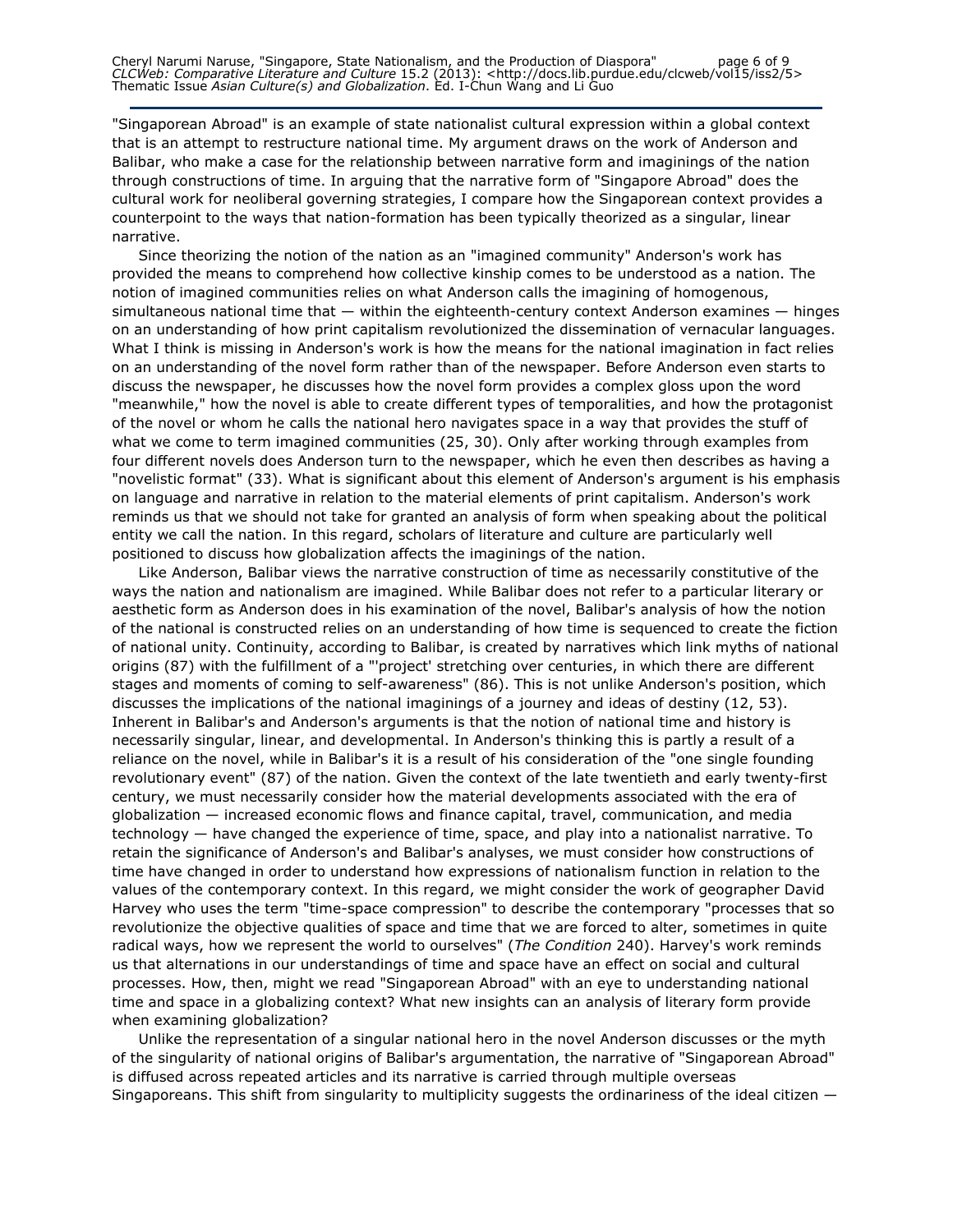"Singaporean Abroad" is an example of state nationalist cultural expression within a global context that is an attempt to restructure national time. My argument draws on the work of Anderson and Balibar, who make a case for the relationship between narrative form and imaginings of the nation through constructions of time. In arguing that the narrative form of "Singapore Abroad" does the cultural work for neoliberal governing strategies, I compare how the Singaporean context provides a counterpoint to the ways that nation-formation has been typically theorized as a singular, linear narrative.

Since theorizing the notion of the nation as an "imagined community" Anderson's work has provided the means to comprehend how collective kinship comes to be understood as a nation. The notion of imagined communities relies on what Anderson calls the imagining of homogenous, simultaneous national time that — within the eighteenth-century context Anderson examines — hinges on an understanding of how print capitalism revolutionized the dissemination of vernacular languages. What I think is missing in Anderson's work is how the means for the national imagination in fact relies on an understanding of the novel form rather than of the newspaper. Before Anderson even starts to discuss the newspaper, he discusses how the novel form provides a complex gloss upon the word "meanwhile," how the novel is able to create different types of temporalities, and how the protagonist of the novel or whom he calls the national hero navigates space in a way that provides the stuff of what we come to term imagined communities (25, 30). Only after working through examples from four different novels does Anderson turn to the newspaper, which he even then describes as having a "novelistic format" (33). What is significant about this element of Anderson's argument is his emphasis on language and narrative in relation to the material elements of print capitalism. Anderson's work reminds us that we should not take for granted an analysis of form when speaking about the political entity we call the nation. In this regard, scholars of literature and culture are particularly well positioned to discuss how globalization affects the imaginings of the nation.

Like Anderson, Balibar views the narrative construction of time as necessarily constitutive of the ways the nation and nationalism are imagined. While Balibar does not refer to a particular literary or aesthetic form as Anderson does in his examination of the novel, Balibar's analysis of how the notion of the national is constructed relies on an understanding of how time is sequenced to create the fiction of national unity. Continuity, according to Balibar, is created by narratives which link myths of national origins (87) with the fulfillment of a "'project' stretching over centuries, in which there are different stages and moments of coming to self-awareness" (86). This is not unlike Anderson's position, which discusses the implications of the national imaginings of a journey and ideas of destiny (12, 53). Inherent in Balibar's and Anderson's arguments is that the notion of national time and history is necessarily singular, linear, and developmental. In Anderson's thinking this is partly a result of a reliance on the novel, while in Balibar's it is a result of his consideration of the "one single founding revolutionary event" (87) of the nation. Given the context of the late twentieth and early twenty-first century, we must necessarily consider how the material developments associated with the era of globalization — increased economic flows and finance capital, travel, communication, and media technology — have changed the experience of time, space, and play into a nationalist narrative. To retain the significance of Anderson's and Balibar's analyses, we must consider how constructions of time have changed in order to understand how expressions of nationalism function in relation to the values of the contemporary context. In this regard, we might consider the work of geographer David Harvey who uses the term "time-space compression" to describe the contemporary "processes that so revolutionize the objective qualities of space and time that we are forced to alter, sometimes in quite radical ways, how we represent the world to ourselves" (*The Condition* 240). Harvey's work reminds us that alternations in our understandings of time and space have an effect on social and cultural processes. How, then, might we read "Singaporean Abroad" with an eye to understanding national time and space in a globalizing context? What new insights can an analysis of literary form provide when examining globalization?

Unlike the representation of a singular national hero in the novel Anderson discusses or the myth of the singularity of national origins of Balibar's argumentation, the narrative of "Singaporean Abroad" is diffused across repeated articles and its narrative is carried through multiple overseas Singaporeans. This shift from singularity to multiplicity suggests the ordinariness of the ideal citizen —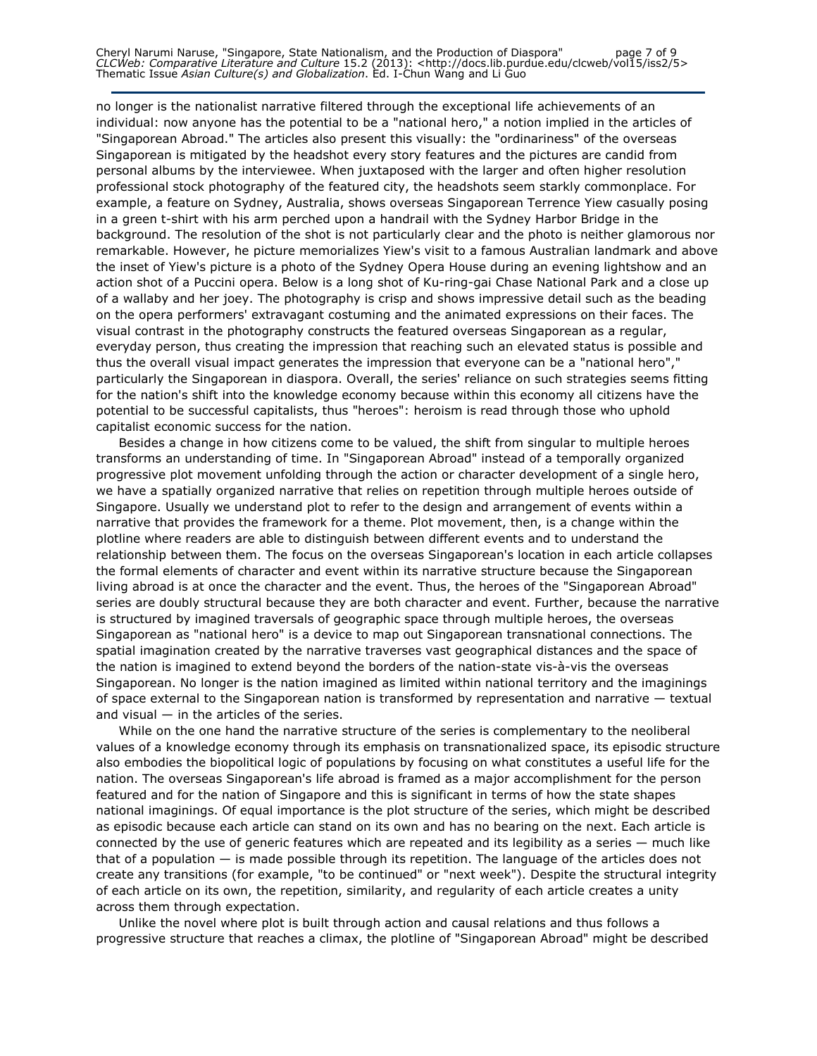no longer is the nationalist narrative filtered through the exceptional life achievements of an individual: now anyone has the potential to be a "national hero," a notion implied in the articles of "Singaporean Abroad." The articles also present this visually: the "ordinariness" of the overseas Singaporean is mitigated by the headshot every story features and the pictures are candid from personal albums by the interviewee. When juxtaposed with the larger and often higher resolution professional stock photography of the featured city, the headshots seem starkly commonplace. For example, a feature on Sydney, Australia, shows overseas Singaporean Terrence Yiew casually posing in a green t-shirt with his arm perched upon a handrail with the Sydney Harbor Bridge in the background. The resolution of the shot is not particularly clear and the photo is neither glamorous nor remarkable. However, he picture memorializes Yiew's visit to a famous Australian landmark and above the inset of Yiew's picture is a photo of the Sydney Opera House during an evening lightshow and an action shot of a Puccini opera. Below is a long shot of Ku-ring-gai Chase National Park and a close up of a wallaby and her joey. The photography is crisp and shows impressive detail such as the beading on the opera performers' extravagant costuming and the animated expressions on their faces. The visual contrast in the photography constructs the featured overseas Singaporean as a regular, everyday person, thus creating the impression that reaching such an elevated status is possible and thus the overall visual impact generates the impression that everyone can be a "national hero"," particularly the Singaporean in diaspora. Overall, the series' reliance on such strategies seems fitting for the nation's shift into the knowledge economy because within this economy all citizens have the potential to be successful capitalists, thus "heroes": heroism is read through those who uphold capitalist economic success for the nation.

Besides a change in how citizens come to be valued, the shift from singular to multiple heroes transforms an understanding of time. In "Singaporean Abroad" instead of a temporally organized progressive plot movement unfolding through the action or character development of a single hero, we have a spatially organized narrative that relies on repetition through multiple heroes outside of Singapore. Usually we understand plot to refer to the design and arrangement of events within a narrative that provides the framework for a theme. Plot movement, then, is a change within the plotline where readers are able to distinguish between different events and to understand the relationship between them. The focus on the overseas Singaporean's location in each article collapses the formal elements of character and event within its narrative structure because the Singaporean living abroad is at once the character and the event. Thus, the heroes of the "Singaporean Abroad" series are doubly structural because they are both character and event. Further, because the narrative is structured by imagined traversals of geographic space through multiple heroes, the overseas Singaporean as "national hero" is a device to map out Singaporean transnational connections. The spatial imagination created by the narrative traverses vast geographical distances and the space of the nation is imagined to extend beyond the borders of the nation-state vis-à-vis the overseas Singaporean. No longer is the nation imagined as limited within national territory and the imaginings of space external to the Singaporean nation is transformed by representation and narrative — textual and visual — in the articles of the series.

While on the one hand the narrative structure of the series is complementary to the neoliberal values of a knowledge economy through its emphasis on transnationalized space, its episodic structure also embodies the biopolitical logic of populations by focusing on what constitutes a useful life for the nation. The overseas Singaporean's life abroad is framed as a major accomplishment for the person featured and for the nation of Singapore and this is significant in terms of how the state shapes national imaginings. Of equal importance is the plot structure of the series, which might be described as episodic because each article can stand on its own and has no bearing on the next. Each article is connected by the use of generic features which are repeated and its legibility as a series — much like that of a population — is made possible through its repetition. The language of the articles does not create any transitions (for example, "to be continued" or "next week"). Despite the structural integrity of each article on its own, the repetition, similarity, and regularity of each article creates a unity across them through expectation.

Unlike the novel where plot is built through action and causal relations and thus follows a progressive structure that reaches a climax, the plotline of "Singaporean Abroad" might be described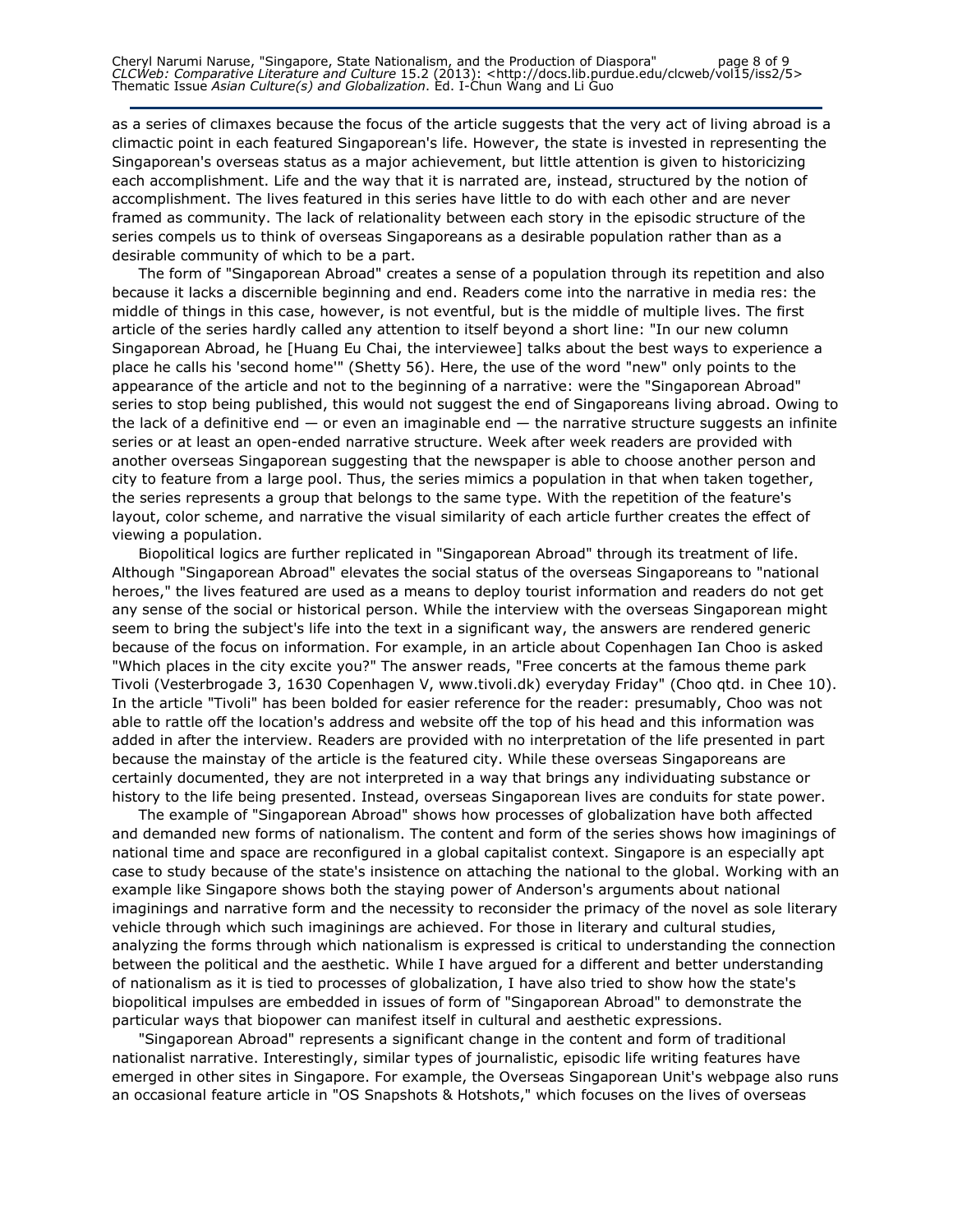as a series of climaxes because the focus of the article suggests that the very act of living abroad is a climactic point in each featured Singaporean's life. However, the state is invested in representing the Singaporean's overseas status as a major achievement, but little attention is given to historicizing each accomplishment. Life and the way that it is narrated are, instead, structured by the notion of accomplishment. The lives featured in this series have little to do with each other and are never framed as community. The lack of relationality between each story in the episodic structure of the series compels us to think of overseas Singaporeans as a desirable population rather than as a desirable community of which to be a part.

The form of "Singaporean Abroad" creates a sense of a population through its repetition and also because it lacks a discernible beginning and end. Readers come into the narrative in media res: the middle of things in this case, however, is not eventful, but is the middle of multiple lives. The first article of the series hardly called any attention to itself beyond a short line: "In our new column Singaporean Abroad, he [Huang Eu Chai, the interviewee] talks about the best ways to experience a place he calls his 'second home'" (Shetty 56). Here, the use of the word "new" only points to the appearance of the article and not to the beginning of a narrative: were the "Singaporean Abroad" series to stop being published, this would not suggest the end of Singaporeans living abroad. Owing to the lack of a definitive end — or even an imaginable end — the narrative structure suggests an infinite series or at least an open-ended narrative structure. Week after week readers are provided with another overseas Singaporean suggesting that the newspaper is able to choose another person and city to feature from a large pool. Thus, the series mimics a population in that when taken together, the series represents a group that belongs to the same type. With the repetition of the feature's layout, color scheme, and narrative the visual similarity of each article further creates the effect of viewing a population.

Biopolitical logics are further replicated in "Singaporean Abroad" through its treatment of life. Although "Singaporean Abroad" elevates the social status of the overseas Singaporeans to "national heroes," the lives featured are used as a means to deploy tourist information and readers do not get any sense of the social or historical person. While the interview with the overseas Singaporean might seem to bring the subject's life into the text in a significant way, the answers are rendered generic because of the focus on information. For example, in an article about Copenhagen Ian Choo is asked "Which places in the city excite you?" The answer reads, "Free concerts at the famous theme park Tivoli (Vesterbrogade 3, 1630 Copenhagen V, www.tivoli.dk) everyday Friday" (Choo qtd. in Chee 10). In the article "Tivoli" has been bolded for easier reference for the reader: presumably, Choo was not able to rattle off the location's address and website off the top of his head and this information was added in after the interview. Readers are provided with no interpretation of the life presented in part because the mainstay of the article is the featured city. While these overseas Singaporeans are certainly documented, they are not interpreted in a way that brings any individuating substance or history to the life being presented. Instead, overseas Singaporean lives are conduits for state power.

The example of "Singaporean Abroad" shows how processes of globalization have both affected and demanded new forms of nationalism. The content and form of the series shows how imaginings of national time and space are reconfigured in a global capitalist context. Singapore is an especially apt case to study because of the state's insistence on attaching the national to the global. Working with an example like Singapore shows both the staying power of Anderson's arguments about national imaginings and narrative form and the necessity to reconsider the primacy of the novel as sole literary vehicle through which such imaginings are achieved. For those in literary and cultural studies, analyzing the forms through which nationalism is expressed is critical to understanding the connection between the political and the aesthetic. While I have argued for a different and better understanding of nationalism as it is tied to processes of globalization, I have also tried to show how the state's biopolitical impulses are embedded in issues of form of "Singaporean Abroad" to demonstrate the particular ways that biopower can manifest itself in cultural and aesthetic expressions.

"Singaporean Abroad" represents a significant change in the content and form of traditional nationalist narrative. Interestingly, similar types of journalistic, episodic life writing features have emerged in other sites in Singapore. For example, the Overseas Singaporean Unit's webpage also runs an occasional feature article in "OS Snapshots & Hotshots," which focuses on the lives of overseas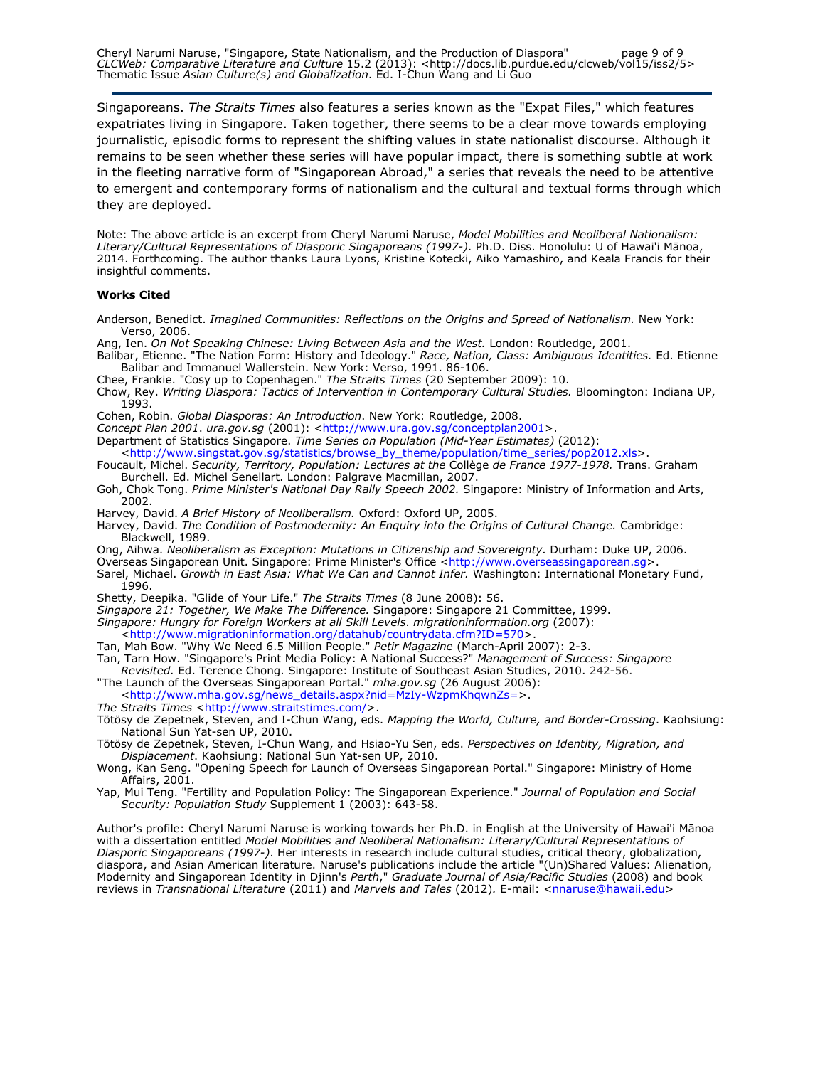Singaporeans. *The Straits Times* also features a series known as the "Expat Files," which features expatriates living in Singapore. Taken together, there seems to be a clear move towards employing journalistic, episodic forms to represent the shifting values in state nationalist discourse. Although it remains to be seen whether these series will have popular impact, there is something subtle at work in the fleeting narrative form of "Singaporean Abroad," a series that reveals the need to be attentive to emergent and contemporary forms of nationalism and the cultural and textual forms through which they are deployed.

Note: The above article is an excerpt from Cheryl Narumi Naruse, *Model Mobilities and Neoliberal Nationalism: Literary/Cultural Representations of Diasporic Singaporeans (1997-)*. Ph.D. Diss. Honolulu: U of Hawai'i Mānoa, 2014. Forthcoming. The author thanks Laura Lyons, Kristine Kotecki, Aiko Yamashiro, and Keala Francis for their insightful comments.

**Works Cited**

Anderson, Benedict. *Imagined Communities: Reflections on the Origins and Spread of Nationalism.* New York: Verso, 2006.

Ang, Ien. *On Not Speaking Chinese: Living Between Asia and the West.* London: Routledge, 2001.

Balibar, Etienne. "The Nation Form: History and Ideology." *Race, Nation, Class: Ambiguous Identities.* Ed. Etienne Balibar and Immanuel Wallerstein. New York: Verso, 1991. 86-106.

Chee, Frankie. "Cosy up to Copenhagen." *The Straits Times* (20 September 2009): 10.

Chow, Rey. *Writing Diaspora: Tactics of Intervention in Contemporary Cultural Studies.* Bloomington: Indiana UP, 1993.

Cohen, Robin. *Global Diasporas: An Introduction*. New York: Routledge, 2008.

*Concept Plan 2001*. *ura.gov.sg* (2001): <http://www.ura.gov.sg/conceptplan2001>.

Department of Statistics Singapore. *Time Series on Population (Mid-Year Estimates)* (2012): <http://www.singstat.gov.sg/statistics/browse_by_theme/population/time_series/pop2012.xls>.

Foucault, Michel. *Security, Territory, Population: Lectures at the* Collège *de France 1977-1978.* Trans. Graham Burchell. Ed. Michel Senellart. London: Palgrave Macmillan, 2007.

Goh, Chok Tong. *Prime Minister's National Day Rally Speech 2002.* Singapore: Ministry of Information and Arts, 2002.

Harvey, David. *A Brief History of Neoliberalism.* Oxford: Oxford UP, 2005.

Harvey, David. *The Condition of Postmodernity: An Enquiry into the Origins of Cultural Change.* Cambridge: Blackwell, 1989.

Ong, Aihwa. *Neoliberalism as Exception: Mutations in Citizenship and Sovereignty.* Durham: Duke UP, 2006.

Overseas Singaporean Unit. Singapore: Prime Minister's Office <http://www.overseassingaporean.sg>.

Sarel, Michael. *Growth in East Asia: What We Can and Cannot Infer.* Washington: International Monetary Fund, 1996.

Shetty, Deepika. "Glide of Your Life." *The Straits Times* (8 June 2008): 56.

*Singapore 21: Together, We Make The Difference.* Singapore: Singapore 21 Committee, 1999.

*Singapore: Hungry for Foreign Workers at all Skill Levels. migrationinformation.org* (2007): <http://www.migrationinformation.org/datahub/countrydata.cfm?ID=570>.

Tan, Mah Bow. "Why We Need 6.5 Million People." *Petir Magazine* (March-April 2007): 2-3.

Tan, Tarn How. "Singapore's Print Media Policy: A National Success?" *Management of Success: Singapore Revisited.* Ed. Terence Chong. Singapore: Institute of Southeast Asian Studies, 2010. 242-56.

"The Launch of the Overseas Singaporean Portal." *mha.gov.sg* (26 August 2006): <http://www.mha.gov.sg/news_details.aspx?nid=MzIy-WzpmKhqwnZs=>.

*The Straits Times* <http://www.straitstimes.com/>.

Tötösy de Zepetnek, Steven, and I-Chun Wang, eds. *Mapping the World, Culture, and Border-Crossing*. Kaohsiung: National Sun Yat-sen UP, 2010.

Tötösy de Zepetnek, Steven, I-Chun Wang, and Hsiao-Yu Sen, eds. *Perspectives on Identity, Migration, and Displacement*. Kaohsiung: National Sun Yat-sen UP, 2010.

Wong, Kan Seng. "Opening Speech for Launch of Overseas Singaporean Portal." Singapore: Ministry of Home Affairs, 2001.

Yap, Mui Teng. "Fertility and Population Policy: The Singaporean Experience." *Journal of Population and Social Security: Population Study* Supplement 1 (2003): 643-58.

Author's profile: Cheryl Narumi Naruse is working towards her Ph.D. in English at the University of Hawai'i Mānoa with a dissertation entitled *Model Mobilities and Neoliberal Nationalism: Literary/Cultural Representations of Diasporic Singaporeans (1997-)*. Her interests in research include cultural studies, critical theory, globalization, diaspora, and Asian American literature. Naruse's publications include the article "(Un)Shared Values: Alienation, Modernity and Singaporean Identity in Djinn's *Perth*," *Graduate Journal of Asia/Pacific Studies* (2008) and book reviews in *Transnational Literature* (2011) and *Marvels and Tales* (2012). E-mail: <nnaruse@hawaii.edu>